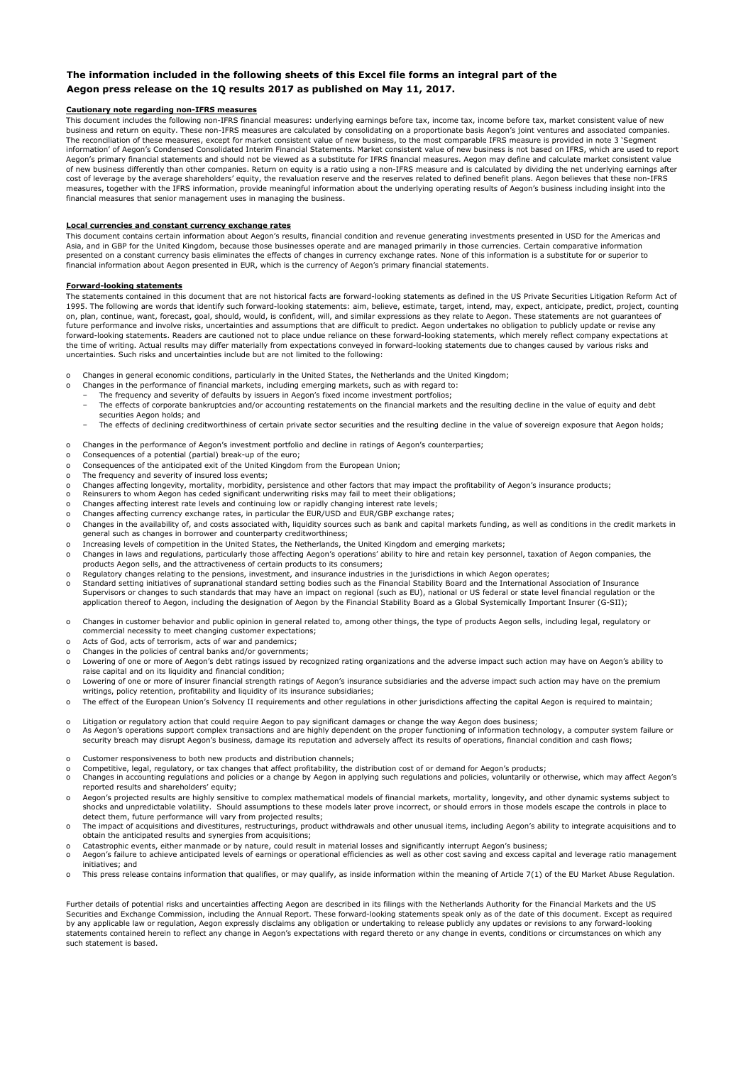**The information included in the following sheets of this Excel file forms an integral part of the Aegon press release on the 1Q results 2017 as published on May 11, 2017.**

**Cautionary note regarding non-IFRS measures**

This document includes the following non-IFRS financial measures: underlying earnings before tax, income tax, income before tax, market consistent value of new business and return on equity. These non-IFRS measures are calculated by consolidating on a proportionate basis Aegon's joint ventures and associated companies. The reconciliation of these measures, except for market consistent value of new business, to the most comparable IFRS measure is provided in note 3 'Segment information' of Aegon's Condensed Consolidated Interim Financial Statements. Market consistent value of new business is not based on IFRS, which are used to report Aegon's primary financial statements and should not be viewed as a substitute for IFRS financial measures. Aegon may define and calculate market consistent value of new business differently than other companies. Return on equity is a ratio using a non-IFRS measure and is calculated by dividing the net underlying earnings after cost of leverage by the average shareholders' equity, the revaluation reserve and the reserves related to defined benefit plans. Aegon believes that these non-IFRS measures, together with the IFRS information, provide meaningful information about the underlying operating results of Aegon's business including insight into the financial measures that senior management uses in managing the business.

**Local currencies and constant currency exchange rates**

This document contains certain information about Aegon's results, financial condition and revenue generating investments presented in USD for the Americas and Asia, and in GBP for the United Kingdom, because those businesses operate and are managed primarily in those currencies. Certain comparative information presented on a constant currency basis eliminates the effects of changes in currency exchange rates. None of this information is a substitute for or superior to financial information about Aegon presented in EUR, which is the currency of Aegon's primary financial statements.

**Forward-looking statements**

The statements contained in this document that are not historical facts are forward-looking statements as defined in the US Private Securities Litigation Reform Act of 1995. The following are words that identify such forward-looking statements: aim, believe, estimate, target, intend, may, expect, anticipate, predict, project, counting on, plan, continue, want, forecast, goal, should, would, is confident, will, and similar expressions as they relate to Aegon. These statements are not guarantees of future performance and involve risks, uncertainties and assumptions that are difficult to predict. Aegon undertakes no obligation to publicly update or revise any forward-looking statements. Readers are cautioned not to place undue reliance on these forward-looking statements, which merely reflect company expectations at the time of writing. Actual results may differ materially from expectations conveyed in forward-looking statements due to changes caused by various risks and uncertainties. Such risks and uncertainties include but are not limited to the following:

- Changes in general economic conditions, particularly in the United States, the Netherlands and the United Kingdom;
- Changes in the performance of financial markets, including emerging markets, such as with regard to:
  - The frequency and severity of defaults by issuers in Aegon's fixed income investment portfolios;
  - The effects of corporate bankruptcies and/or accounting restatements on the financial markets and the resulting decline in the value of equity and debt securities Aegon holds; and
  - The effects of declining creditworthiness of certain private sector securities and the resulting decline in the value of sovereign exposure that Aegon holds;
- Changes in the performance of Aegon's investment portfolio and decline in ratings of Aegon's counterparties;
- Consequences of a potential (partial) break-up of the euro;
- Consequences of the anticipated exit of the United Kingdom from the European Union;
- The frequency and severity of insured loss events;
- Changes affecting longevity, mortality, morbidity, persistence and other factors that may impact the profitability of Aegon's insurance products;
- Reinsurers to whom Aegon has ceded significant underwriting risks may fail to meet their obligations;
- Changes affecting interest rate levels and continuing low or rapidly changing interest rate levels;
- Changes affecting currency exchange rates, in particular the EUR/USD and EUR/GBP exchange rates;
- Changes in the availability of, and costs associated with, liquidity sources such as bank and capital markets funding, as well as conditions in the credit markets in general such as changes in borrower and counterparty creditworthiness;
- Increasing levels of competition in the United States, the Netherlands, the United Kingdom and emerging markets;
- Changes in laws and regulations, particularly those affecting Aegon's operations' ability to hire and retain key personnel, taxation of Aegon companies, the products Aegon sells, and the attractiveness of certain products to its consumers;
- Regulatory changes relating to the pensions, investment, and insurance industries in the jurisdictions in which Aegon operates;
- Standard setting initiatives of supranational standard setting bodies such as the Financial Stability Board and the International Association of Insurance Supervisors or changes to such standards that may have an impact on regional (such as EU), national or US federal or state level financial regulation or the application thereof to Aegon, including the designation of Aegon by the Financial Stability Board as a Global Systemically Important Insurer (G-SII);
- Changes in customer behavior and public opinion in general related to, among other things, the type of products Aegon sells, including legal, regulatory or commercial necessity to meet changing customer expectations;
- Acts of God, acts of terrorism, acts of war and pandemics;
- Changes in the policies of central banks and/or governments;
- Lowering of one or more of Aegon's debt ratings issued by recognized rating organizations and the adverse impact such action may have on Aegon's ability to raise capital and on its liquidity and financial condition;
- Lowering of one or more of insurer financial strength ratings of Aegon's insurance subsidiaries and the adverse impact such action may have on the premium writings, policy retention, profitability and liquidity of its insurance subsidiaries;
- The effect of the European Union's Solvency II requirements and other regulations in other jurisdictions affecting the capital Aegon is required to maintain;
- Litigation or regulatory action that could require Aegon to pay significant damages or change the way Aegon does business;
- As Aegon's operations support complex transactions and are highly dependent on the proper functioning of information technology, a computer system failure or security breach may disrupt Aegon's business, damage its reputation and adversely affect its results of operations, financial condition and cash flows;
- Customer responsiveness to both new products and distribution channels;
- Competitive, legal, regulatory, or tax changes that affect profitability, the distribution cost of or demand for Aegon's products;
- Changes in accounting regulations and policies or a change by Aegon in applying such regulations and policies, voluntarily or otherwise, which may affect Aegon's reported results and shareholders' equity;
- Aegon's projected results are highly sensitive to complex mathematical models of financial markets, mortality, longevity, and other dynamic systems subject to shocks and unpredictable volatility. Should assumptions to these models later prove incorrect, or should errors in those models escape the controls in place to detect them, future performance will vary from projected results;
- The impact of acquisitions and divestitures, restructurings, product withdrawals and other unusual items, including Aegon's ability to integrate acquisitions and to obtain the anticipated results and synergies from acquisitions;
- Catastrophic events, either manmade or by nature, could result in material losses and significantly interrupt Aegon's business;
- Aegon's failure to achieve anticipated levels of earnings or operational efficiencies as well as other cost saving and excess capital and leverage ratio management initiatives; and
- This press release contains information that qualifies, or may qualify, as inside information within the meaning of Article 7(1) of the EU Market Abuse Regulation.

Further details of potential risks and uncertainties affecting Aegon are described in its filings with the Netherlands Authority for the Financial Markets and the US Securities and Exchange Commission, including the Annual Report. These forward-looking statements speak only as of the date of this document. Except as required by any applicable law or regulation, Aegon expressly disclaims any obligation or undertaking to release publicly any updates or revisions to any forward-looking statements contained herein to reflect any change in Aegon's expectations with regard thereto or any change in events, conditions or circumstances on which any such statement is based.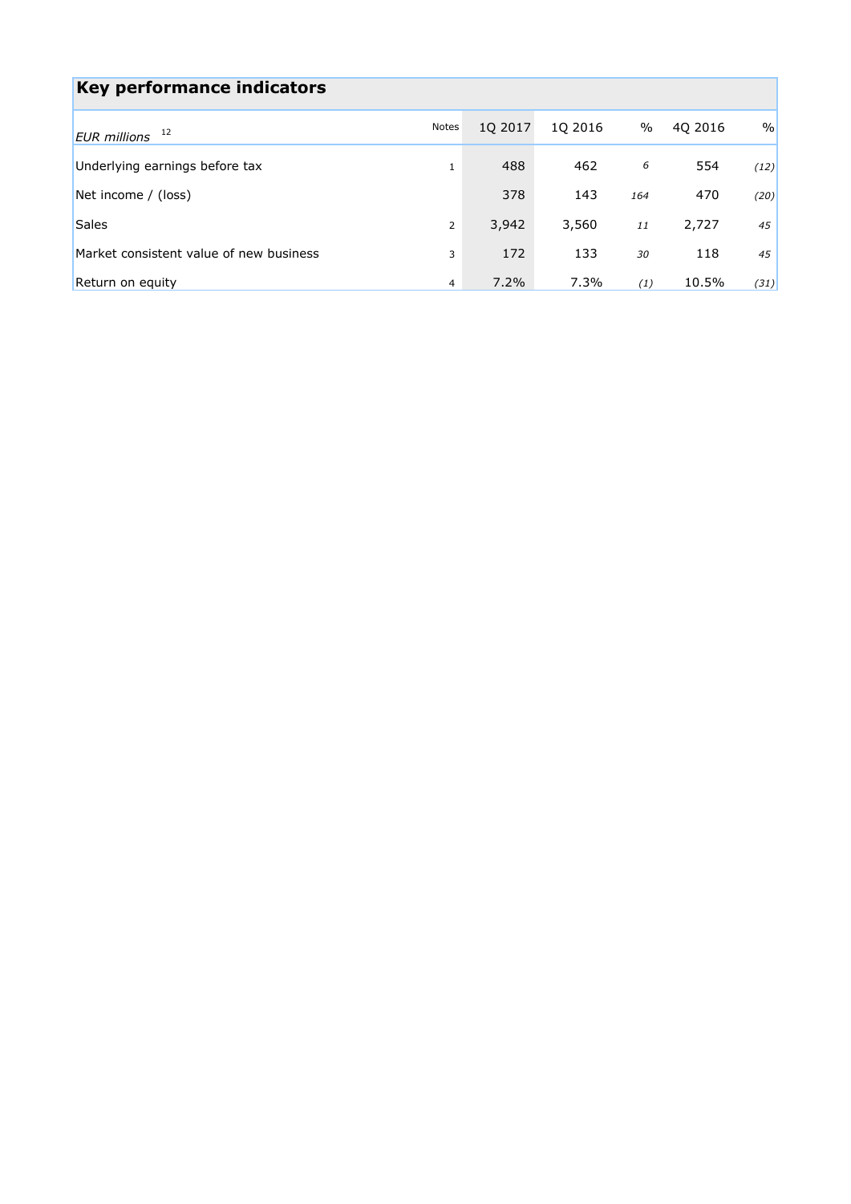## Key performance indicators

| *EUR millions* [12] | Notes | 1Q 2017 | 1Q 2016 | % | 4Q 2016 | % |
|---|---|---|---|---|---|---|
| Underlying earnings before tax | 1 | 488 | 462 | *6* | 554 | *(12)* |
| Net income / (loss) | | 378 | 143 | *164* | 470 | *(20)* |
| Sales | 2 | 3,942 | 3,560 | *11* | 2,727 | *45* |
| Market consistent value of new business | 3 | 172 | 133 | *30* | 118 | *45* |
| Return on equity | 4 | 7.2% | 7.3% | *(1)* | 10.5% | *(31)* |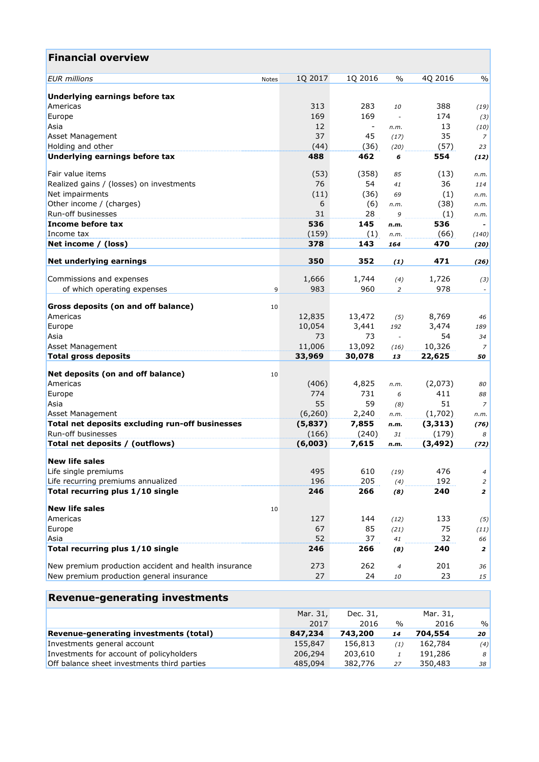## Financial overview

| EUR millions | Notes | 1Q 2017 | 1Q 2016 | % | 4Q 2016 | % |
|---|---|---|---|---|---|---|
| **Underlying earnings before tax** | | | | | | |
| Americas | | 313 | 283 | *10* | 388 | *(19)* |
| Europe | | 169 | 169 | *-* | 174 | *(3)* |
| Asia | | 12 | - | *n.m.* | 13 | *(10)* |
| Asset Management | | 37 | 45 | *(17)* | 35 | *7* |
| Holding and other | | (44) | (36) | *(20)* | (57) | *23* |
| **Underlying earnings before tax** | | **488** | **462** | ***6*** | **554** | ***(12)*** |
| Fair value items | | (53) | (358) | *85* | (13) | *n.m.* |
| Realized gains / (losses) on investments | | 76 | 54 | *41* | 36 | *114* |
| Net impairments | | (11) | (36) | *69* | (1) | *n.m.* |
| Other income / (charges) | | 6 | (6) | *n.m.* | (38) | *n.m.* |
| Run-off businesses | | 31 | 28 | *9* | (1) | *n.m.* |
| **Income before tax** | | **536** | **145** | ***n.m.*** | **536** | **-** |
| Income tax | | (159) | (1) | *n.m.* | (66) | *(140)* |
| **Net income / (loss)** | | **378** | **143** | ***164*** | **470** | ***(20)*** |
| **Net underlying earnings** | | **350** | **352** | ***(1)*** | **471** | ***(26)*** |
| Commissions and expenses | | 1,666 | 1,744 | *(4)* | 1,726 | *(3)* |
| of which operating expenses | 9 | 983 | 960 | *2* | 978 | *-* |
| **Gross deposits (on and off balance)** | 10 | | | | | |
| Americas | | 12,835 | 13,472 | *(5)* | 8,769 | *46* |
| Europe | | 10,054 | 3,441 | *192* | 3,474 | *189* |
| Asia | | 73 | 73 | *-* | 54 | *34* |
| Asset Management | | 11,006 | 13,092 | *(16)* | 10,326 | *7* |
| **Total gross deposits** | | **33,969** | **30,078** | ***13*** | **22,625** | ***50*** |
| **Net deposits (on and off balance)** | 10 | | | | | |
| Americas | | (406) | 4,825 | *n.m.* | (2,073) | *80* |
| Europe | | 774 | 731 | *6* | 411 | *88* |
| Asia | | 55 | 59 | *(8)* | 51 | *7* |
| Asset Management | | (6,260) | 2,240 | *n.m.* | (1,702) | *n.m.* |
| **Total net deposits excluding run-off businesses** | | **(5,837)** | **7,855** | ***n.m.*** | **(3,313)** | ***(76)*** |
| Run-off businesses | | (166) | (240) | *31* | (179) | *8* |
| **Total net deposits / (outflows)** | | **(6,003)** | **7,615** | ***n.m.*** | **(3,492)** | ***(72)*** |
| **New life sales** | | | | | | |
| Life single premiums | | 495 | 610 | *(19)* | 476 | *4* |
| Life recurring premiums annualized | | 196 | 205 | *(4)* | 192 | *2* |
| **Total recurring plus 1/10 single** | | **246** | **266** | ***(8)*** | **240** | ***2*** |
| **New life sales** | 10 | | | | | |
| Americas | | 127 | 144 | *(12)* | 133 | *(5)* |
| Europe | | 67 | 85 | *(21)* | 75 | *(11)* |
| Asia | | 52 | 37 | *41* | 32 | *66* |
| **Total recurring plus 1/10 single** | | **246** | **266** | ***(8)*** | **240** | ***2*** |
| New premium production accident and health insurance | | 273 | 262 | *4* | 201 | *36* |
| New premium production general insurance | | 27 | 24 | *10* | 23 | *15* |

## Revenue-generating investments

| | Mar. 31, 2017 | Dec. 31, 2016 | % | Mar. 31, 2016 | % |
|---|---|---|---|---|---|
| **Revenue-generating investments (total)** | **847,234** | **743,200** | ***14*** | **704,554** | ***20*** |
| Investments general account | 155,847 | 156,813 | *(1)* | 162,784 | *(4)* |
| Investments for account of policyholders | 206,294 | 203,610 | *1* | 191,286 | *8* |
| Off balance sheet investments third parties | 485,094 | 382,776 | *27* | 350,483 | *38* |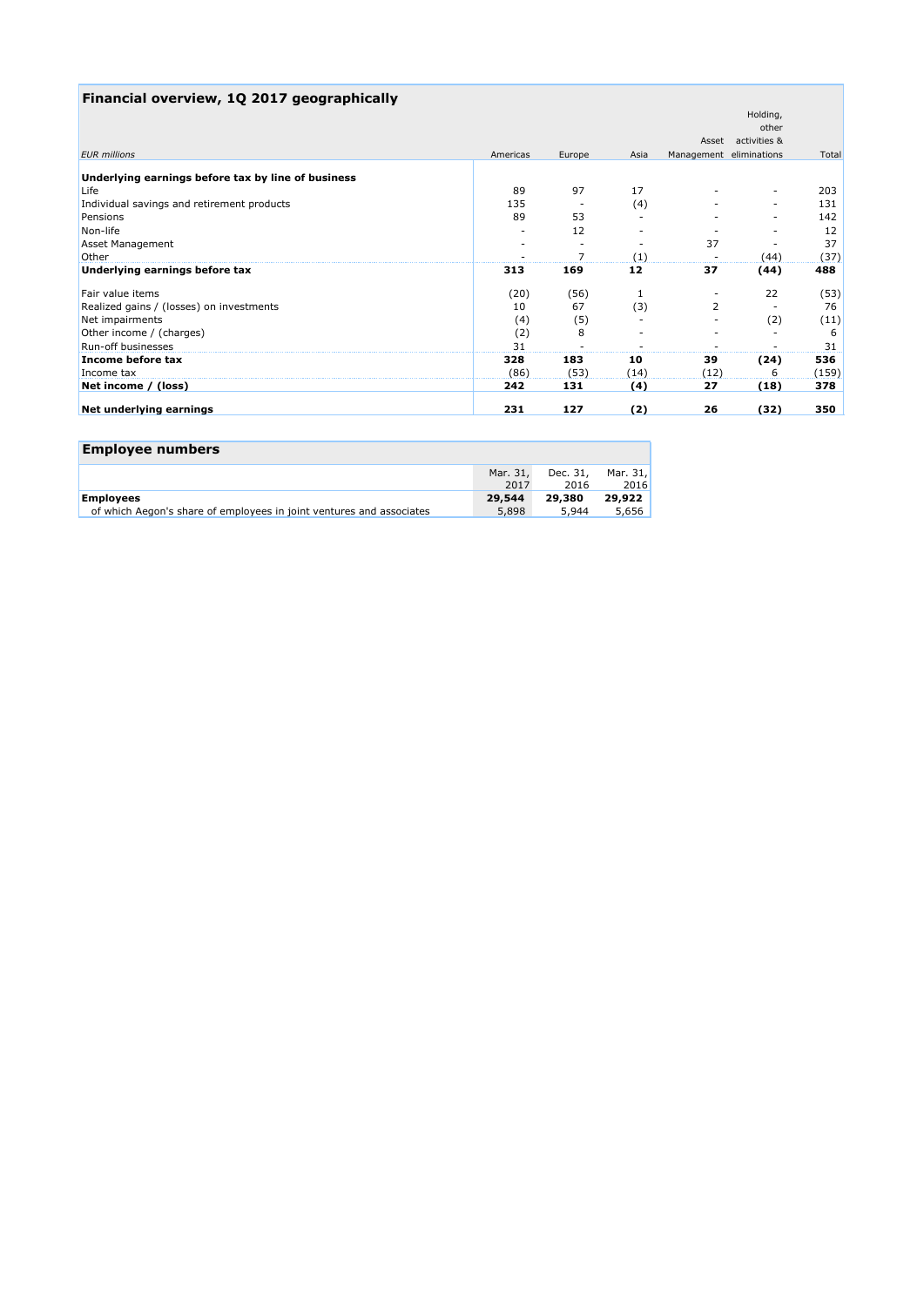## Financial overview, 1Q 2017 geographically

| *EUR millions* | Americas | Europe | Asia | Asset Management | Holding, other activities & eliminations | Total |
|---|---|---|---|---|---|---|
| **Underlying earnings before tax by line of business** | | | | | | |
| Life | 89 | 97 | 17 | - | - | 203 |
| Individual savings and retirement products | 135 | - | (4) | - | - | 131 |
| Pensions | 89 | 53 | - | - | - | 142 |
| Non-life | - | 12 | - | - | - | 12 |
| Asset Management | - | - | - | 37 | - | 37 |
| Other | - | 7 | (1) | - | (44) | (37) |
| **Underlying earnings before tax** | **313** | **169** | **12** | **37** | **(44)** | **488** |
| Fair value items | (20) | (56) | 1 | - | 22 | (53) |
| Realized gains / (losses) on investments | 10 | 67 | (3) | 2 | - | 76 |
| Net impairments | (4) | (5) | - | - | (2) | (11) |
| Other income / (charges) | (2) | 8 | - | - | - | 6 |
| Run-off businesses | 31 | - | - | - | - | 31 |
| **Income before tax** | **328** | **183** | **10** | **39** | **(24)** | **536** |
| Income tax | (86) | (53) | (14) | (12) | 6 | (159) |
| **Net income / (loss)** | **242** | **131** | **(4)** | **27** | **(18)** | **378** |
| **Net underlying earnings** | **231** | **127** | **(2)** | **26** | **(32)** | **350** |

## Employee numbers

| | Mar. 31, 2017 | Dec. 31, 2016 | Mar. 31, 2016 |
|---|---|---|---|
| **Employees** | **29,544** | **29,380** | **29,922** |
| of which Aegon's share of employees in joint ventures and associates | 5,898 | 5,944 | 5,656 |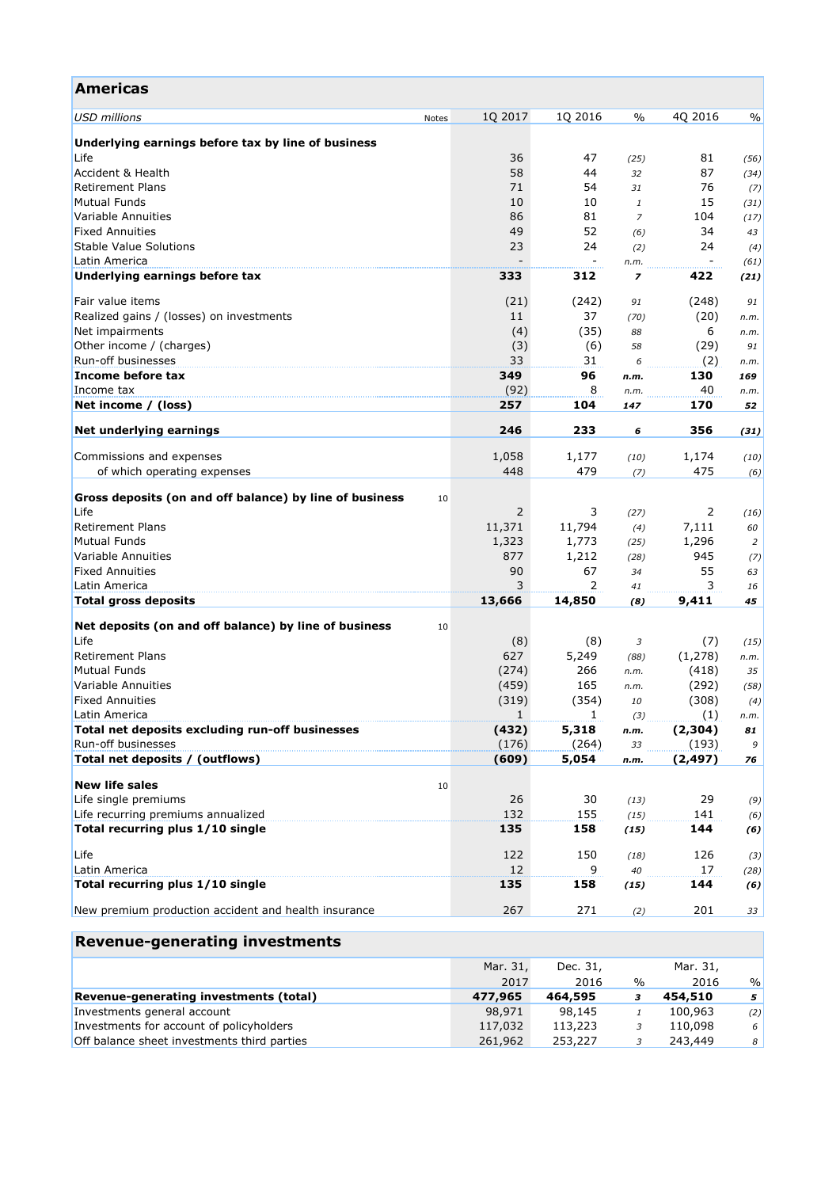## Americas

| USD millions | Notes | 1Q 2017 | 1Q 2016 | % | 4Q 2016 | % |
|---|---|---|---|---|---|---|
| **Underlying earnings before tax by line of business** | | | | | | |
| Life | | 36 | 47 | *(25)* | 81 | *(56)* |
| Accident & Health | | 58 | 44 | *32* | 87 | *(34)* |
| Retirement Plans | | 71 | 54 | *31* | 76 | *(7)* |
| Mutual Funds | | 10 | 10 | *1* | 15 | *(31)* |
| Variable Annuities | | 86 | 81 | *7* | 104 | *(17)* |
| Fixed Annuities | | 49 | 52 | *(6)* | 34 | *43* |
| Stable Value Solutions | | 23 | 24 | *(2)* | 24 | *(4)* |
| Latin America | | - | - | *n.m.* | - | *(61)* |
| **Underlying earnings before tax** | | **333** | **312** | ***7*** | **422** | ***(21)*** |
| Fair value items | | (21) | (242) | *91* | (248) | *91* |
| Realized gains / (losses) on investments | | 11 | 37 | *(70)* | (20) | *n.m.* |
| Net impairments | | (4) | (35) | *88* | 6 | *n.m.* |
| Other income / (charges) | | (3) | (6) | *58* | (29) | *91* |
| Run-off businesses | | 33 | 31 | *6* | (2) | *n.m.* |
| **Income before tax** | | **349** | **96** | ***n.m.*** | **130** | ***169*** |
| Income tax | | (92) | 8 | *n.m.* | 40 | *n.m.* |
| **Net income / (loss)** | | **257** | **104** | ***147*** | **170** | ***52*** |
| **Net underlying earnings** | | **246** | **233** | ***6*** | **356** | ***(31)*** |
| Commissions and expenses | | 1,058 | 1,177 | *(10)* | 1,174 | *(10)* |
| of which operating expenses | | 448 | 479 | *(7)* | 475 | *(6)* |
| **Gross deposits (on and off balance) by line of business** | 10 | | | | | |
| Life | | 2 | 3 | *(27)* | 2 | *(16)* |
| Retirement Plans | | 11,371 | 11,794 | *(4)* | 7,111 | *60* |
| Mutual Funds | | 1,323 | 1,773 | *(25)* | 1,296 | *2* |
| Variable Annuities | | 877 | 1,212 | *(28)* | 945 | *(7)* |
| Fixed Annuities | | 90 | 67 | *34* | 55 | *63* |
| Latin America | | 3 | 2 | *41* | 3 | *16* |
| **Total gross deposits** | | **13,666** | **14,850** | ***(8)*** | **9,411** | ***45*** |
| **Net deposits (on and off balance) by line of business** | 10 | | | | | |
| Life | | (8) | (8) | *3* | (7) | *(15)* |
| Retirement Plans | | 627 | 5,249 | *(88)* | (1,278) | *n.m.* |
| Mutual Funds | | (274) | 266 | *n.m.* | (418) | *35* |
| Variable Annuities | | (459) | 165 | *n.m.* | (292) | *(58)* |
| Fixed Annuities | | (319) | (354) | *10* | (308) | *(4)* |
| Latin America | | 1 | 1 | *(3)* | (1) | *n.m.* |
| **Total net deposits excluding run-off businesses** | | **(432)** | **5,318** | ***n.m.*** | **(2,304)** | ***81*** |
| Run-off businesses | | (176) | (264) | *33* | (193) | *9* |
| **Total net deposits / (outflows)** | | **(609)** | **5,054** | ***n.m.*** | **(2,497)** | ***76*** |
| **New life sales** | 10 | | | | | |
| Life single premiums | | 26 | 30 | *(13)* | 29 | *(9)* |
| Life recurring premiums annualized | | 132 | 155 | *(15)* | 141 | *(6)* |
| **Total recurring plus 1/10 single** | | **135** | **158** | ***(15)*** | **144** | ***(6)*** |
| Life | | 122 | 150 | *(18)* | 126 | *(3)* |
| Latin America | | 12 | 9 | *40* | 17 | *(28)* |
| **Total recurring plus 1/10 single** | | **135** | **158** | ***(15)*** | **144** | ***(6)*** |
| New premium production accident and health insurance | | 267 | 271 | *(2)* | 201 | *33* |

## Revenue-generating investments

| | Mar. 31, 2017 | Dec. 31, 2016 | % | Mar. 31, 2016 | % |
|---|---|---|---|---|---|
| **Revenue-generating investments (total)** | **477,965** | **464,595** | ***3*** | **454,510** | ***5*** |
| Investments general account | 98,971 | 98,145 | *1* | 100,963 | *(2)* |
| Investments for account of policyholders | 117,032 | 113,223 | *3* | 110,098 | *6* |
| Off balance sheet investments third parties | 261,962 | 253,227 | *3* | 243,449 | *8* |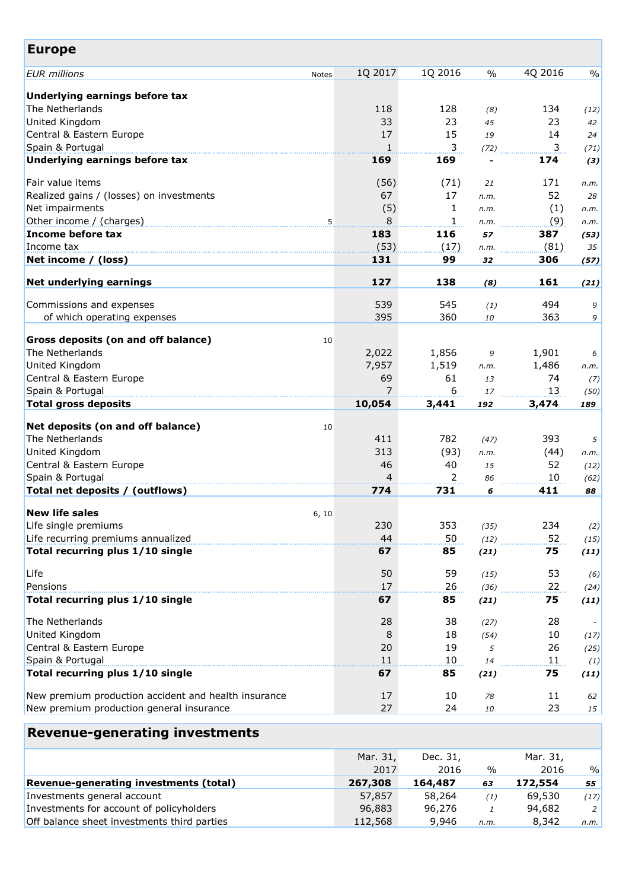## Europe

| EUR millions | Notes | 1Q 2017 | 1Q 2016 | % | 4Q 2016 | % |
|---|---|---|---|---|---|---|
| **Underlying earnings before tax** | | | | | | |
| The Netherlands | | 118 | 128 | *(8)* | 134 | *(12)* |
| United Kingdom | | 33 | 23 | *45* | 23 | *42* |
| Central & Eastern Europe | | 17 | 15 | *19* | 14 | *24* |
| Spain & Portugal | | 1 | 3 | *(72)* | 3 | *(71)* |
| **Underlying earnings before tax** | | **169** | **169** | **-** | **174** | ***(3)*** |
| | | | | | | |
| Fair value items | | (56) | (71) | *21* | 171 | *n.m.* |
| Realized gains / (losses) on investments | | 67 | 17 | *n.m.* | 52 | *28* |
| Net impairments | | (5) | 1 | *n.m.* | (1) | *n.m.* |
| Other income / (charges) | 5 | 8 | 1 | *n.m.* | (9) | *n.m.* |
| **Income before tax** | | **183** | **116** | ***57*** | **387** | ***(53)*** |
| Income tax | | (53) | (17) | *n.m.* | (81) | *35* |
| **Net income / (loss)** | | **131** | **99** | ***32*** | **306** | ***(57)*** |
| | | | | | | |
| **Net underlying earnings** | | **127** | **138** | ***(8)*** | **161** | ***(21)*** |
| | | | | | | |
| Commissions and expenses | | 539 | 545 | *(1)* | 494 | *9* |
| of which operating expenses | | 395 | 360 | *10* | 363 | *9* |
| | | | | | | |
| **Gross deposits (on and off balance)** | 10 | | | | | |
| The Netherlands | | 2,022 | 1,856 | *9* | 1,901 | *6* |
| United Kingdom | | 7,957 | 1,519 | *n.m.* | 1,486 | *n.m.* |
| Central & Eastern Europe | | 69 | 61 | *13* | 74 | *(7)* |
| Spain & Portugal | | 7 | 6 | *17* | 13 | *(50)* |
| **Total gross deposits** | | **10,054** | **3,441** | ***192*** | **3,474** | ***189*** |
| | | | | | | |
| **Net deposits (on and off balance)** | 10 | | | | | |
| The Netherlands | | 411 | 782 | *(47)* | 393 | *5* |
| United Kingdom | | 313 | (93) | *n.m.* | (44) | *n.m.* |
| Central & Eastern Europe | | 46 | 40 | *15* | 52 | *(12)* |
| Spain & Portugal | | 4 | 2 | *86* | 10 | *(62)* |
| **Total net deposits / (outflows)** | | **774** | **731** | ***6*** | **411** | ***88*** |
| | | | | | | |
| **New life sales** | 6, 10 | | | | | |
| Life single premiums | | 230 | 353 | *(35)* | 234 | *(2)* |
| Life recurring premiums annualized | | 44 | 50 | *(12)* | 52 | *(15)* |
| **Total recurring plus 1/10 single** | | **67** | **85** | ***(21)*** | **75** | ***(11)*** |
| | | | | | | |
| Life | | 50 | 59 | *(15)* | 53 | *(6)* |
| Pensions | | 17 | 26 | *(36)* | 22 | *(24)* |
| **Total recurring plus 1/10 single** | | **67** | **85** | ***(21)*** | **75** | ***(11)*** |
| | | | | | | |
| The Netherlands | | 28 | 38 | *(27)* | 28 | *-* |
| United Kingdom | | 8 | 18 | *(54)* | 10 | *(17)* |
| Central & Eastern Europe | | 20 | 19 | *5* | 26 | *(25)* |
| Spain & Portugal | | 11 | 10 | *14* | 11 | *(1)* |
| **Total recurring plus 1/10 single** | | **67** | **85** | ***(21)*** | **75** | ***(11)*** |
| | | | | | | |
| New premium production accident and health insurance | | 17 | 10 | *78* | 11 | *62* |
| New premium production general insurance | | 27 | 24 | *10* | 23 | *15* |

## Revenue-generating investments

| | Mar. 31, 2017 | Dec. 31, 2016 | % | Mar. 31, 2016 | % |
|---|---|---|---|---|---|
| **Revenue-generating investments (total)** | **267,308** | **164,487** | ***63*** | **172,554** | ***55*** |
| Investments general account | 57,857 | 58,264 | *(1)* | 69,530 | *(17)* |
| Investments for account of policyholders | 96,883 | 96,276 | *1* | 94,682 | *2* |
| Off balance sheet investments third parties | 112,568 | 9,946 | *n.m.* | 8,342 | *n.m.* |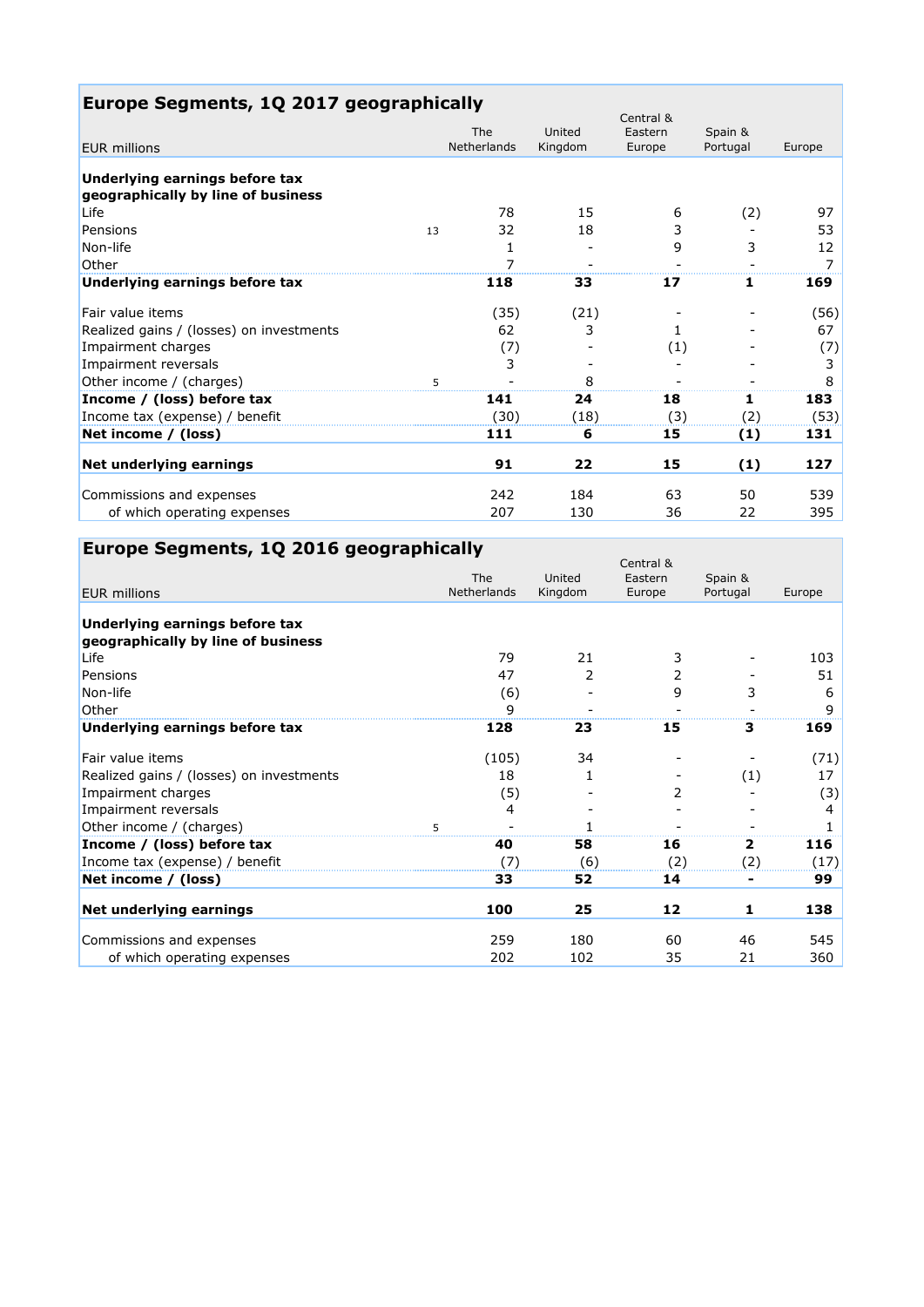## Europe Segments, 1Q 2017 geographically

| EUR millions | | The Netherlands | United Kingdom | Central & Eastern Europe | Spain & Portugal | Europe |
|---|---|---|---|---|---|---|
| **Underlying earnings before tax geographically by line of business** | | | | | | |
| Life | | 78 | 15 | 6 | (2) | 97 |
| Pensions | 13 | 32 | 18 | 3 | - | 53 |
| Non-life | | 1 | - | 9 | 3 | 12 |
| Other | | 7 | - | - | - | 7 |
| **Underlying earnings before tax** | | **118** | **33** | **17** | **1** | **169** |
| | | | | | | |
| Fair value items | | (35) | (21) | - | - | (56) |
| Realized gains / (losses) on investments | | 62 | 3 | 1 | - | 67 |
| Impairment charges | | (7) | - | (1) | - | (7) |
| Impairment reversals | | 3 | - | - | - | 3 |
| Other income / (charges) | 5 | - | 8 | - | - | 8 |
| **Income / (loss) before tax** | | **141** | **24** | **18** | **1** | **183** |
| Income tax (expense) / benefit | | (30) | (18) | (3) | (2) | (53) |
| **Net income / (loss)** | | **111** | **6** | **15** | **(1)** | **131** |
| | | | | | | |
| **Net underlying earnings** | | **91** | **22** | **15** | **(1)** | **127** |
| | | | | | | |
| Commissions and expenses | | 242 | 184 | 63 | 50 | 539 |
| of which operating expenses | | 207 | 130 | 36 | 22 | 395 |

## Europe Segments, 1Q 2016 geographically

| EUR millions | | The Netherlands | United Kingdom | Central & Eastern Europe | Spain & Portugal | Europe |
|---|---|---|---|---|---|---|
| **Underlying earnings before tax geographically by line of business** | | | | | | |
| Life | | 79 | 21 | 3 | - | 103 |
| Pensions | | 47 | 2 | 2 | - | 51 |
| Non-life | | (6) | - | 9 | 3 | 6 |
| Other | | 9 | - | - | - | 9 |
| **Underlying earnings before tax** | | **128** | **23** | **15** | **3** | **169** |
| | | | | | | |
| Fair value items | | (105) | 34 | - | - | (71) |
| Realized gains / (losses) on investments | | 18 | 1 | - | (1) | 17 |
| Impairment charges | | (5) | - | 2 | - | (3) |
| Impairment reversals | | 4 | - | - | - | 4 |
| Other income / (charges) | 5 | - | 1 | - | - | 1 |
| **Income / (loss) before tax** | | **40** | **58** | **16** | **2** | **116** |
| Income tax (expense) / benefit | | (7) | (6) | (2) | (2) | (17) |
| **Net income / (loss)** | | **33** | **52** | **14** | **-** | **99** |
| | | | | | | |
| **Net underlying earnings** | | **100** | **25** | **12** | **1** | **138** |
| | | | | | | |
| Commissions and expenses | | 259 | 180 | 60 | 46 | 545 |
| of which operating expenses | | 202 | 102 | 35 | 21 | 360 |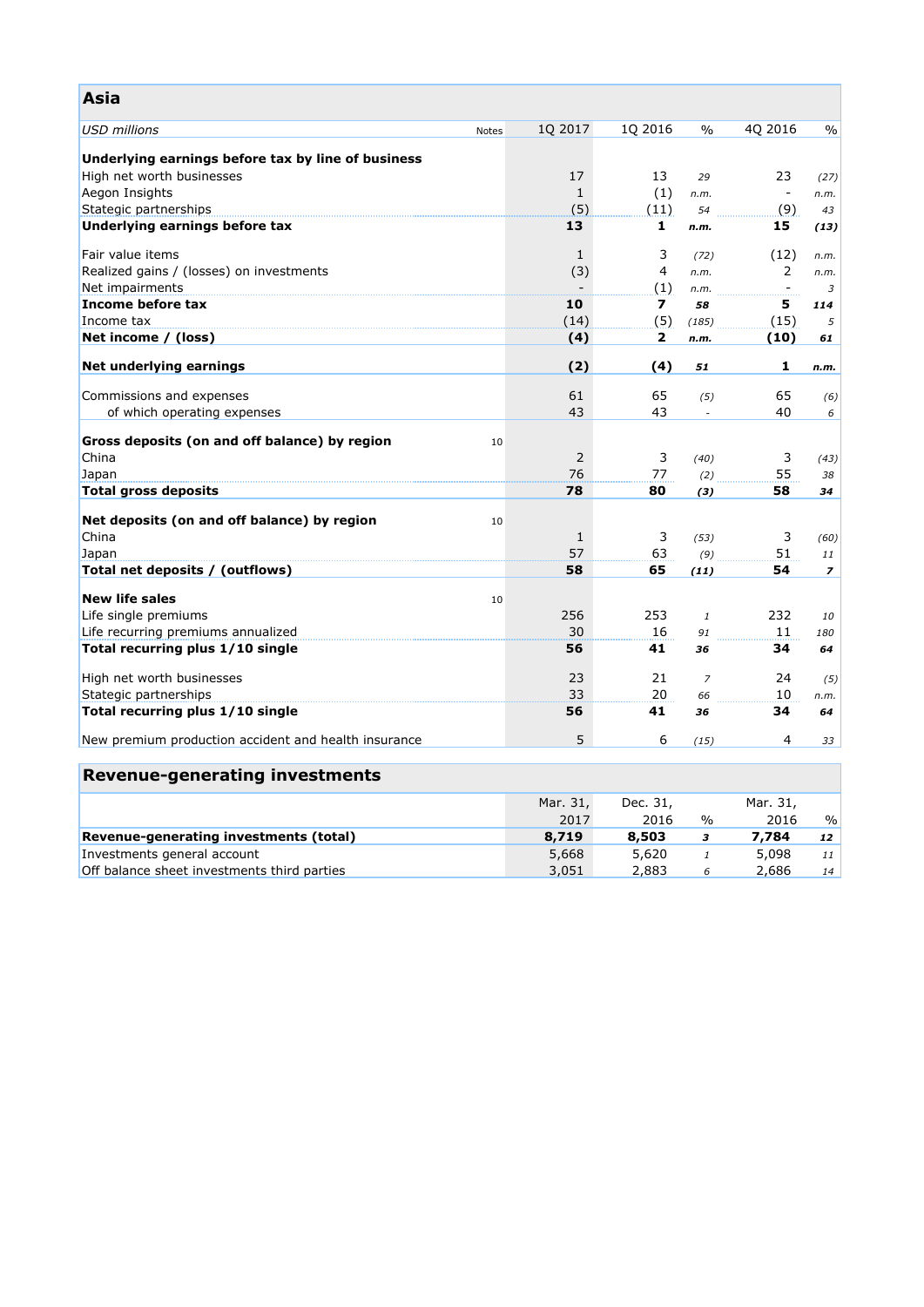## Asia

| *USD millions* | Notes | 1Q 2017 | 1Q 2016 | % | 4Q 2016 | % |
|---|---|---|---|---|---|---|
| **Underlying earnings before tax by line of business** | | | | | | |
| High net worth businesses | | 17 | 13 | *29* | 23 | *(27)* |
| Aegon Insights | | 1 | (1) | *n.m.* | - | *n.m.* |
| Stategic partnerships | | (5) | (11) | *54* | (9) | *43* |
| **Underlying earnings before tax** | | **13** | **1** | ***n.m.*** | **15** | ***(13)*** |
| | | | | | | |
| Fair value items | | 1 | 3 | *(72)* | (12) | *n.m.* |
| Realized gains / (losses) on investments | | (3) | 4 | *n.m.* | 2 | *n.m.* |
| Net impairments | | - | (1) | *n.m.* | - | *3* |
| **Income before tax** | | **10** | **7** | ***58*** | **5** | ***114*** |
| Income tax | | (14) | (5) | *(185)* | (15) | *5* |
| **Net income / (loss)** | | **(4)** | **2** | ***n.m.*** | **(10)** | ***61*** |
| | | | | | | |
| **Net underlying earnings** | | **(2)** | **(4)** | ***51*** | **1** | ***n.m.*** |
| | | | | | | |
| Commissions and expenses | | 61 | 65 | *(5)* | 65 | *(6)* |
| of which operating expenses | | 43 | 43 | *-* | 40 | *6* |
| | | | | | | |
| **Gross deposits (on and off balance) by region** | 10 | | | | | |
| China | | 2 | 3 | *(40)* | 3 | *(43)* |
| Japan | | 76 | 77 | *(2)* | 55 | *38* |
| **Total gross deposits** | | **78** | **80** | ***(3)*** | **58** | ***34*** |
| | | | | | | |
| **Net deposits (on and off balance) by region** | 10 | | | | | |
| China | | 1 | 3 | *(53)* | 3 | *(60)* |
| Japan | | 57 | 63 | *(9)* | 51 | *11* |
| **Total net deposits / (outflows)** | | **58** | **65** | ***(11)*** | **54** | ***7*** |
| | | | | | | |
| **New life sales** | 10 | | | | | |
| Life single premiums | | 256 | 253 | *1* | 232 | *10* |
| Life recurring premiums annualized | | 30 | 16 | *91* | 11 | *180* |
| **Total recurring plus 1/10 single** | | **56** | **41** | ***36*** | **34** | ***64*** |
| | | | | | | |
| High net worth businesses | | 23 | 21 | *7* | 24 | *(5)* |
| Stategic partnerships | | 33 | 20 | *66* | 10 | *n.m.* |
| **Total recurring plus 1/10 single** | | **56** | **41** | ***36*** | **34** | ***64*** |
| | | | | | | |
| New premium production accident and health insurance | | 5 | 6 | *(15)* | 4 | *33* |

## Revenue-generating investments

| | Mar. 31, 2017 | Dec. 31, 2016 | % | Mar. 31, 2016 | % |
|---|---|---|---|---|---|
| **Revenue-generating investments (total)** | **8,719** | **8,503** | ***3*** | **7,784** | ***12*** |
| Investments general account | 5,668 | 5,620 | *1* | 5,098 | *11* |
| Off balance sheet investments third parties | 3,051 | 2,883 | *6* | 2,686 | *14* |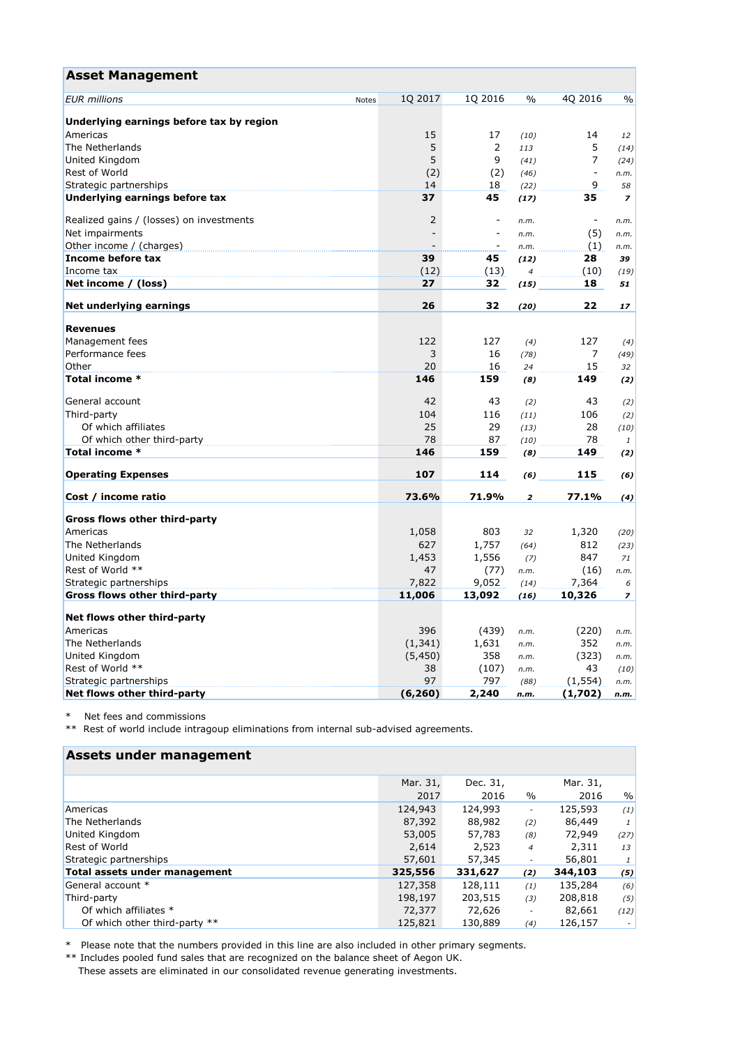## Asset Management

| EUR millions | Notes | 1Q 2017 | 1Q 2016 | % | 4Q 2016 | % |
|---|---|---|---|---|---|---|
| **Underlying earnings before tax by region** | | | | | | |
| Americas | | 15 | 17 | *(10)* | 14 | *12* |
| The Netherlands | | 5 | 2 | *113* | 5 | *(14)* |
| United Kingdom | | 5 | 9 | *(41)* | 7 | *(24)* |
| Rest of World | | (2) | (2) | *(46)* | - | *n.m.* |
| Strategic partnerships | | 14 | 18 | *(22)* | 9 | *58* |
| **Underlying earnings before tax** | | **37** | **45** | ***(17)*** | **35** | ***7*** |
| | | | | | | |
| Realized gains / (losses) on investments | | 2 | - | *n.m.* | - | *n.m.* |
| Net impairments | | - | - | *n.m.* | (5) | *n.m.* |
| Other income / (charges) | | - | - | *n.m.* | (1) | *n.m.* |
| **Income before tax** | | **39** | **45** | ***(12)*** | **28** | ***39*** |
| Income tax | | (12) | (13) | *4* | (10) | *(19)* |
| **Net income / (loss)** | | **27** | **32** | ***(15)*** | **18** | ***51*** |
| | | | | | | |
| **Net underlying earnings** | | **26** | **32** | ***(20)*** | **22** | ***17*** |
| | | | | | | |
| **Revenues** | | | | | | |
| Management fees | | 122 | 127 | *(4)* | 127 | *(4)* |
| Performance fees | | 3 | 16 | *(78)* | 7 | *(49)* |
| Other | | 20 | 16 | *24* | 15 | *32* |
| **Total income *** | | **146** | **159** | ***(8)*** | **149** | ***(2)*** |
| | | | | | | |
| General account | | 42 | 43 | *(2)* | 43 | *(2)* |
| Third-party | | 104 | 116 | *(11)* | 106 | *(2)* |
| Of which affiliates | | 25 | 29 | *(13)* | 28 | *(10)* |
| Of which other third-party | | 78 | 87 | *(10)* | 78 | *1* |
| **Total income *** | | **146** | **159** | ***(8)*** | **149** | ***(2)*** |
| | | | | | | |
| **Operating Expenses** | | **107** | **114** | ***(6)*** | **115** | ***(6)*** |
| | | | | | | |
| **Cost / income ratio** | | **73.6%** | **71.9%** | ***2*** | **77.1%** | ***(4)*** |
| | | | | | | |
| **Gross flows other third-party** | | | | | | |
| Americas | | 1,058 | 803 | *32* | 1,320 | *(20)* |
| The Netherlands | | 627 | 1,757 | *(64)* | 812 | *(23)* |
| United Kingdom | | 1,453 | 1,556 | *(7)* | 847 | *71* |
| Rest of World ** | | 47 | (77) | *n.m.* | (16) | *n.m.* |
| Strategic partnerships | | 7,822 | 9,052 | *(14)* | 7,364 | *6* |
| **Gross flows other third-party** | | **11,006** | **13,092** | ***(16)*** | **10,326** | ***7*** |
| | | | | | | |
| **Net flows other third-party** | | | | | | |
| Americas | | 396 | (439) | *n.m.* | (220) | *n.m.* |
| The Netherlands | | (1,341) | 1,631 | *n.m.* | 352 | *n.m.* |
| United Kingdom | | (5,450) | 358 | *n.m.* | (323) | *n.m.* |
| Rest of World ** | | 38 | (107) | *n.m.* | 43 | *(10)* |
| Strategic partnerships | | 97 | 797 | *(88)* | (1,554) | *n.m.* |
| **Net flows other third-party** | | **(6,260)** | **2,240** | ***n.m.*** | **(1,702)** | ***n.m.*** |

\* Net fees and commissions

** Rest of world include intragoup eliminations from internal sub-advised agreements.

## Assets under management

| | Mar. 31, 2017 | Dec. 31, 2016 | % | Mar. 31, 2016 | % |
|---|---|---|---|---|---|
| Americas | 124,943 | 124,993 | - | 125,593 | *(1)* |
| The Netherlands | 87,392 | 88,982 | *(2)* | 86,449 | *1* |
| United Kingdom | 53,005 | 57,783 | *(8)* | 72,949 | *(27)* |
| Rest of World | 2,614 | 2,523 | *4* | 2,311 | *13* |
| Strategic partnerships | 57,601 | 57,345 | - | 56,801 | *1* |
| **Total assets under management** | **325,556** | **331,627** | ***(2)*** | **344,103** | ***(5)*** |
| General account * | 127,358 | 128,111 | *(1)* | 135,284 | *(6)* |
| Third-party | 198,197 | 203,515 | *(3)* | 208,818 | *(5)* |
| Of which affiliates * | 72,377 | 72,626 | - | 82,661 | *(12)* |
| Of which other third-party ** | 125,821 | 130,889 | *(4)* | 126,157 | - |

\* Please note that the numbers provided in this line are also included in other primary segments.

** Includes pooled fund sales that are recognized on the balance sheet of Aegon UK. These assets are eliminated in our consolidated revenue generating investments.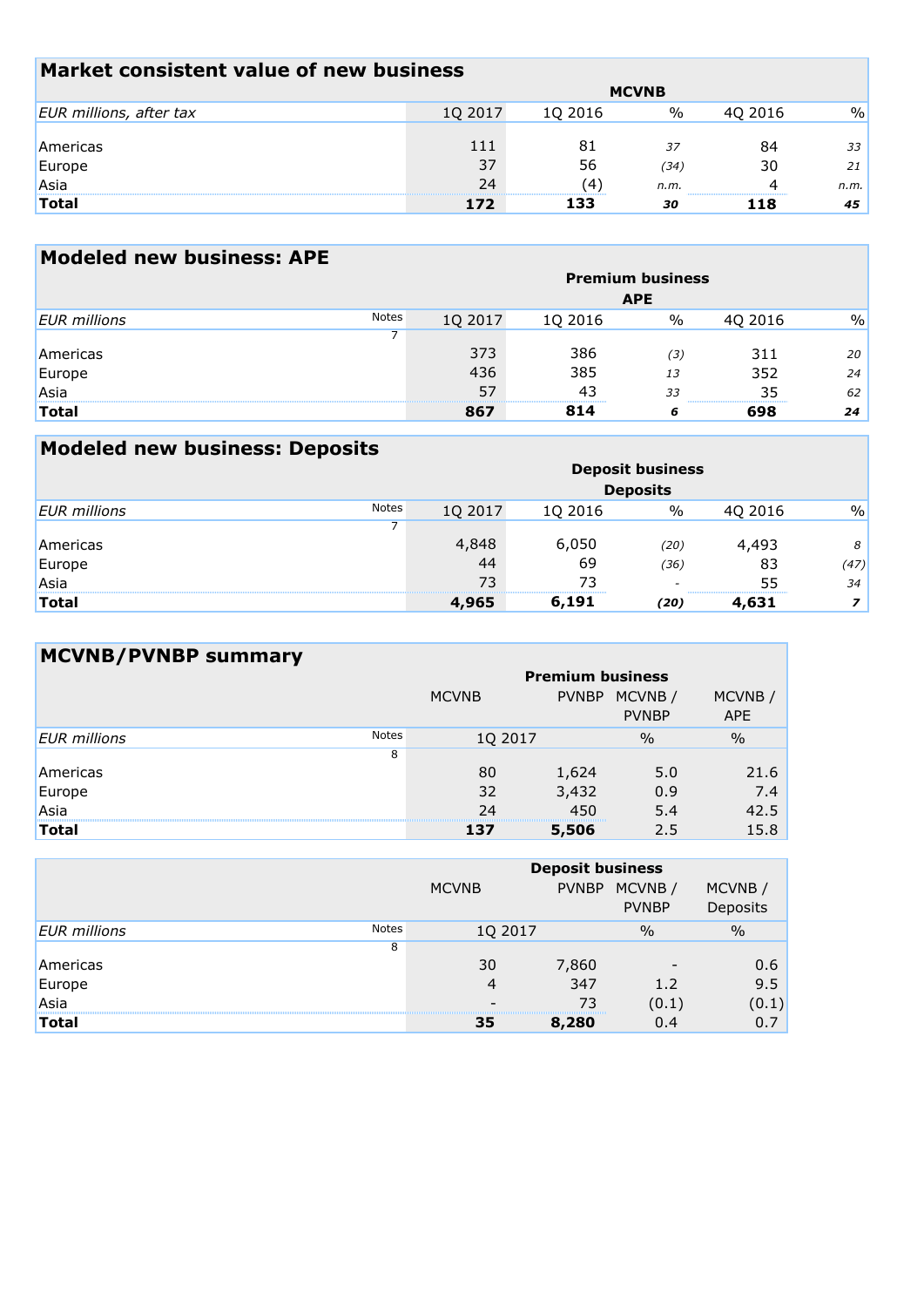## Market consistent value of new business

| EUR millions, after tax | MCVNB | | | | |
|---|---|---|---|---|---|
| | 1Q 2017 | 1Q 2016 | % | 4Q 2016 | % |
| Americas | 111 | 81 | *37* | 84 | *33* |
| Europe | 37 | 56 | *(34)* | 30 | *21* |
| Asia | 24 | (4) | *n.m.* | 4 | *n.m.* |
| **Total** | **172** | **133** | ***30*** | **118** | ***45*** |

## Modeled new business: APE

| EUR millions | Notes | Premium business APE | | | | |
|---|---|---|---|---|---|---|
| | | 1Q 2017 | 1Q 2016 | % | 4Q 2016 | % |
| | 7 | | | | | |
| Americas | | 373 | 386 | *(3)* | 311 | *20* |
| Europe | | 436 | 385 | *13* | 352 | *24* |
| Asia | | 57 | 43 | *33* | 35 | *62* |
| **Total** | | **867** | **814** | ***6*** | **698** | ***24*** |

## Modeled new business: Deposits

| EUR millions | Notes | Deposit business Deposits | | | | |
|---|---|---|---|---|---|---|
| | | 1Q 2017 | 1Q 2016 | % | 4Q 2016 | % |
| | 7 | | | | | |
| Americas | | 4,848 | 6,050 | *(20)* | 4,493 | *8* |
| Europe | | 44 | 69 | *(36)* | 83 | *(47)* |
| Asia | | 73 | 73 | *-* | 55 | *34* |
| **Total** | | **4,965** | **6,191** | ***(20)*** | **4,631** | ***7*** |

## MCVNB/PVNBP summary

| | | Premium business | | | |
|---|---|---|---|---|---|
| | | MCVNB | PVNBP | MCVNB / PVNBP | MCVNB / APE |
| EUR millions | Notes | 1Q 2017 | | % | % |
| | 8 | | | | |
| Americas | | 80 | 1,624 | 5.0 | 21.6 |
| Europe | | 32 | 3,432 | 0.9 | 7.4 |
| Asia | | 24 | 450 | 5.4 | 42.5 |
| **Total** | | **137** | **5,506** | 2.5 | 15.8 |

| | | Deposit business | | | |
|---|---|---|---|---|---|
| | | MCVNB | PVNBP | MCVNB / PVNBP | MCVNB / Deposits |
| EUR millions | Notes | 1Q 2017 | | % | % |
| | 8 | | | | |
| Americas | | 30 | 7,860 | - | 0.6 |
| Europe | | 4 | 347 | 1.2 | 9.5 |
| Asia | | - | 73 | (0.1) | (0.1) |
| **Total** | | **35** | **8,280** | 0.4 | 0.7 |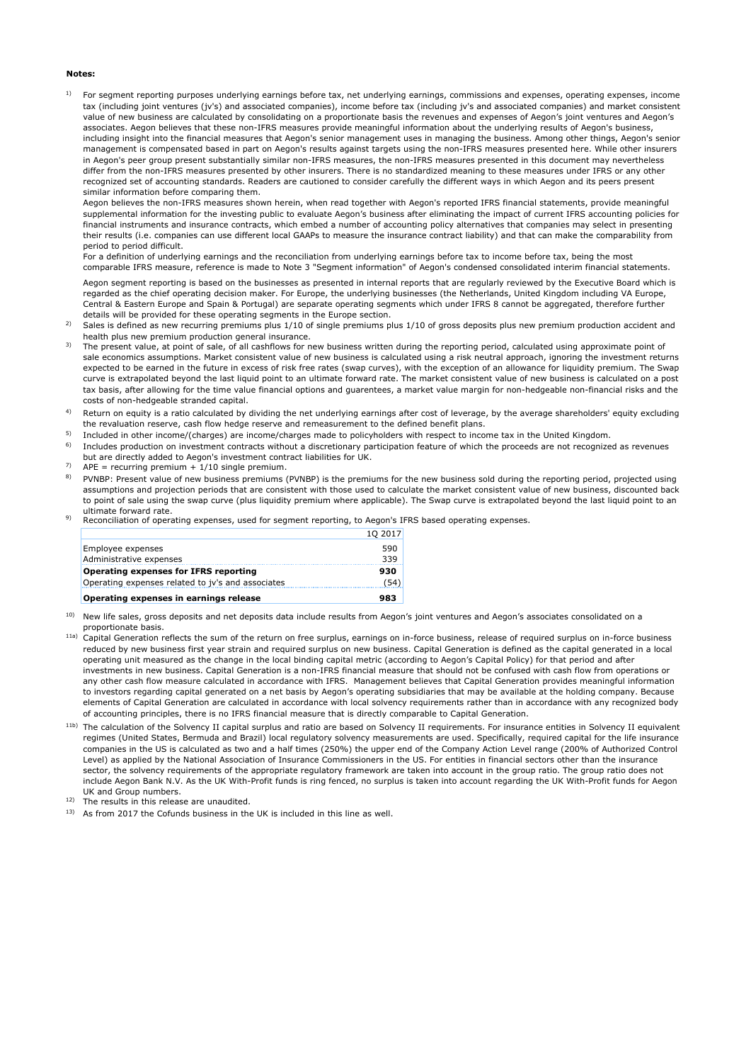**Notes:**

1) For segment reporting purposes underlying earnings before tax, net underlying earnings, commissions and expenses, operating expenses, income tax (including joint ventures (jv's) and associated companies), income before tax (including jv's and associated companies) and market consistent value of new business are calculated by consolidating on a proportionate basis the revenues and expenses of Aegon's joint ventures and Aegon's associates. Aegon believes that these non-IFRS measures provide meaningful information about the underlying results of Aegon's business, including insight into the financial measures that Aegon's senior management uses in managing the business. Among other things, Aegon's senior management is compensated based in part on Aegon's results against targets using the non-IFRS measures presented here. While other insurers in Aegon's peer group present substantially similar non-IFRS measures, the non-IFRS measures presented in this document may nevertheless differ from the non-IFRS measures presented by other insurers. There is no standardized meaning to these measures under IFRS or any other recognized set of accounting standards. Readers are cautioned to consider carefully the different ways in which Aegon and its peers present similar information before comparing them.

   Aegon believes the non-IFRS measures shown herein, when read together with Aegon's reported IFRS financial statements, provide meaningful supplemental information for the investing public to evaluate Aegon's business after eliminating the impact of current IFRS accounting policies for financial instruments and insurance contracts, which embed a number of accounting policy alternatives that companies may select in presenting their results (i.e. companies can use different local GAAPs to measure the insurance contract liability) and that can make the comparability from period to period difficult.

   For a definition of underlying earnings and the reconciliation from underlying earnings before tax to income before tax, being the most comparable IFRS measure, reference is made to Note 3 "Segment information" of Aegon's condensed consolidated interim financial statements.

   Aegon segment reporting is based on the businesses as presented in internal reports that are regularly reviewed by the Executive Board which is regarded as the chief operating decision maker. For Europe, the underlying businesses (the Netherlands, United Kingdom including VA Europe, Central & Eastern Europe and Spain & Portugal) are separate operating segments which under IFRS 8 cannot be aggregated, therefore further details will be provided for these operating segments in the Europe section.

2) Sales is defined as new recurring premiums plus 1/10 of single premiums plus 1/10 of gross deposits plus new premium production accident and health plus new premium production general insurance.

3) The present value, at point of sale, of all cashflows for new business written during the reporting period, calculated using approximate point of sale economics assumptions. Market consistent value of new business is calculated using a risk neutral approach, ignoring the investment returns expected to be earned in the future in excess of risk free rates (swap curves), with the exception of an allowance for liquidity premium. The Swap curve is extrapolated beyond the last liquid point to an ultimate forward rate. The market consistent value of new business is calculated on a post tax basis, after allowing for the time value financial options and guarentees, a market value margin for non-hedgeable non-financial risks and the costs of non-hedgeable stranded capital.

4) Return on equity is a ratio calculated by dividing the net underlying earnings after cost of leverage, by the average shareholders' equity excluding the revaluation reserve, cash flow hedge reserve and remeasurement to the defined benefit plans.

5) Included in other income/(charges) are income/charges made to policyholders with respect to income tax in the United Kingdom.

6) Includes production on investment contracts without a discretionary participation feature of which the proceeds are not recognized as revenues but are directly added to Aegon's investment contract liabilities for UK.

7) APE = recurring premium + 1/10 single premium.

8) PVNBP: Present value of new business premiums (PVNBP) is the premiums for the new business sold during the reporting period, projected using assumptions and projection periods that are consistent with those used to calculate the market consistent value of new business, discounted back to point of sale using the swap curve (plus liquidity premium where applicable). The Swap curve is extrapolated beyond the last liquid point to an ultimate forward rate.

9) Reconciliation of operating expenses, used for segment reporting, to Aegon's IFRS based operating expenses.

| | 1Q 2017 |
|---|---|
| Employee expenses | 590 |
| Administrative expenses | 339 |
| **Operating expenses for IFRS reporting** | **930** |
| Operating expenses related to jv's and associates | (54) |
| **Operating expenses in earnings release** | **983** |

10) New life sales, gross deposits and net deposits data include results from Aegon's joint ventures and Aegon's associates consolidated on a proportionate basis.

11a) Capital Generation reflects the sum of the return on free surplus, earnings on in-force business, release of required surplus on in-force business reduced by new business first year strain and required surplus on new business. Capital Generation is defined as the capital generated in a local operating unit measured as the change in the local binding capital metric (according to Aegon's Capital Policy) for that period and after investments in new business. Capital Generation is a non-IFRS financial measure that should not be confused with cash flow from operations or any other cash flow measure calculated in accordance with IFRS. Management believes that Capital Generation provides meaningful information to investors regarding capital generated on a net basis by Aegon's operating subsidiaries that may be available at the holding company. Because elements of Capital Generation are calculated in accordance with local solvency requirements rather than in accordance with any recognized body of accounting principles, there is no IFRS financial measure that is directly comparable to Capital Generation.

11b) The calculation of the Solvency II capital surplus and ratio are based on Solvency II requirements. For insurance entities in Solvency II equivalent regimes (United States, Bermuda and Brazil) local regulatory solvency measurements are used. Specifically, required capital for the life insurance companies in the US is calculated as two and a half times (250%) the upper end of the Company Action Level range (200% of Authorized Control Level) as applied by the National Association of Insurance Commissioners in the US. For entities in financial sectors other than the insurance sector, the solvency requirements of the appropriate regulatory framework are taken into account in the group ratio. The group ratio does not include Aegon Bank N.V. As the UK With-Profit funds is ring fenced, no surplus is taken into account regarding the UK With-Profit funds for Aegon UK and Group numbers.

12) The results in this release are unaudited.

13) As from 2017 the Cofunds business in the UK is included in this line as well.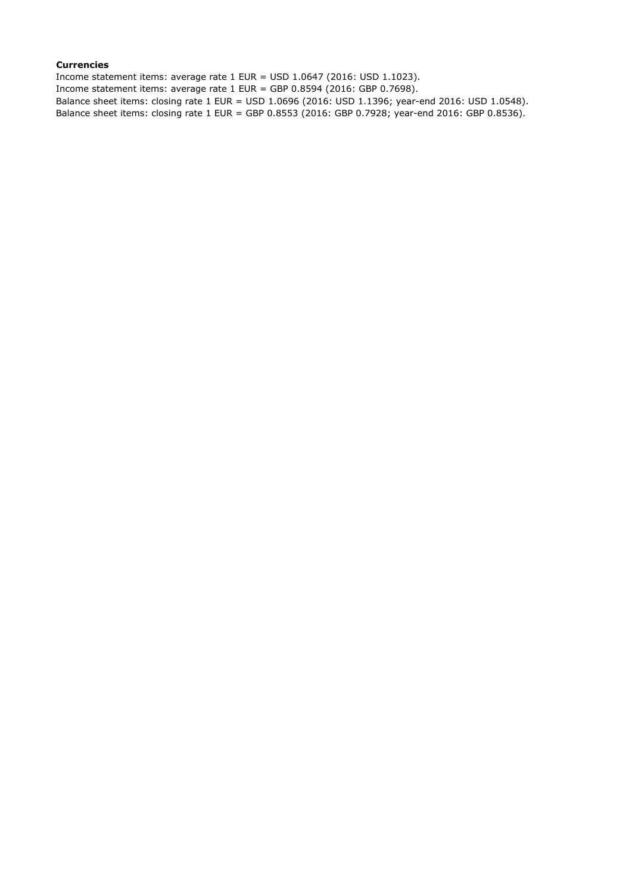**Currencies**

Income statement items: average rate 1 EUR = USD 1.0647 (2016: USD 1.1023).
Income statement items: average rate 1 EUR = GBP 0.8594 (2016: GBP 0.7698).
Balance sheet items: closing rate 1 EUR = USD 1.0696 (2016: USD 1.1396; year-end 2016: USD 1.0548).
Balance sheet items: closing rate 1 EUR = GBP 0.8553 (2016: GBP 0.7928; year-end 2016: GBP 0.8536).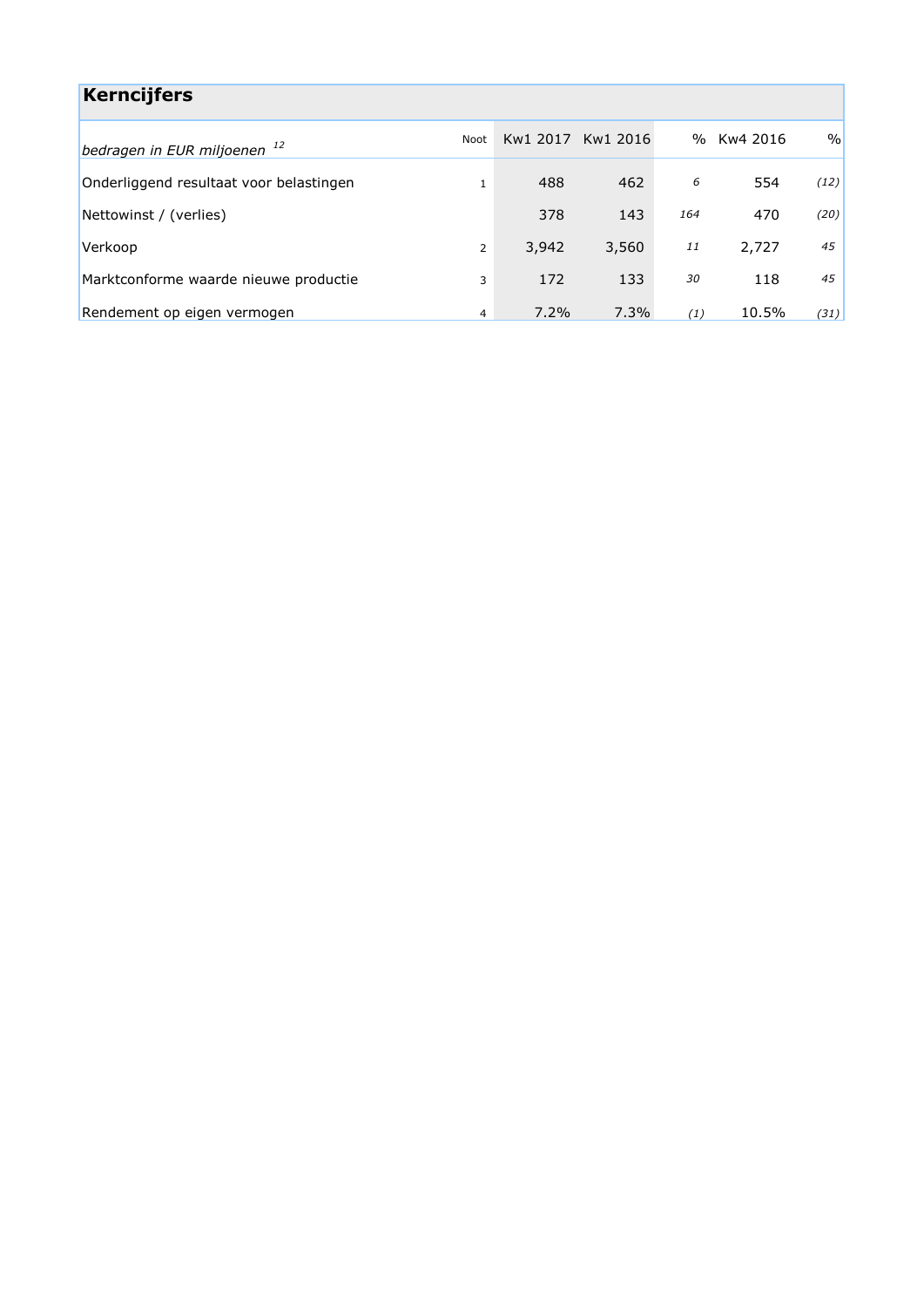## Kerncijfers

| *bedragen in EUR miljoenen* [12] | Noot | Kw1 2017 | Kw1 2016 | % | Kw4 2016 | % |
|---|---|---|---|---|---|---|
| Onderliggend resultaat voor belastingen | 1 | 488 | 462 | *6* | 554 | *(12)* |
| Nettowinst / (verlies) | | 378 | 143 | *164* | 470 | *(20)* |
| Verkoop | 2 | 3,942 | 3,560 | *11* | 2,727 | *45* |
| Marktconforme waarde nieuwe productie | 3 | 172 | 133 | *30* | 118 | *45* |
| Rendement op eigen vermogen | 4 | 7.2% | 7.3% | *(1)* | 10.5% | *(31)* |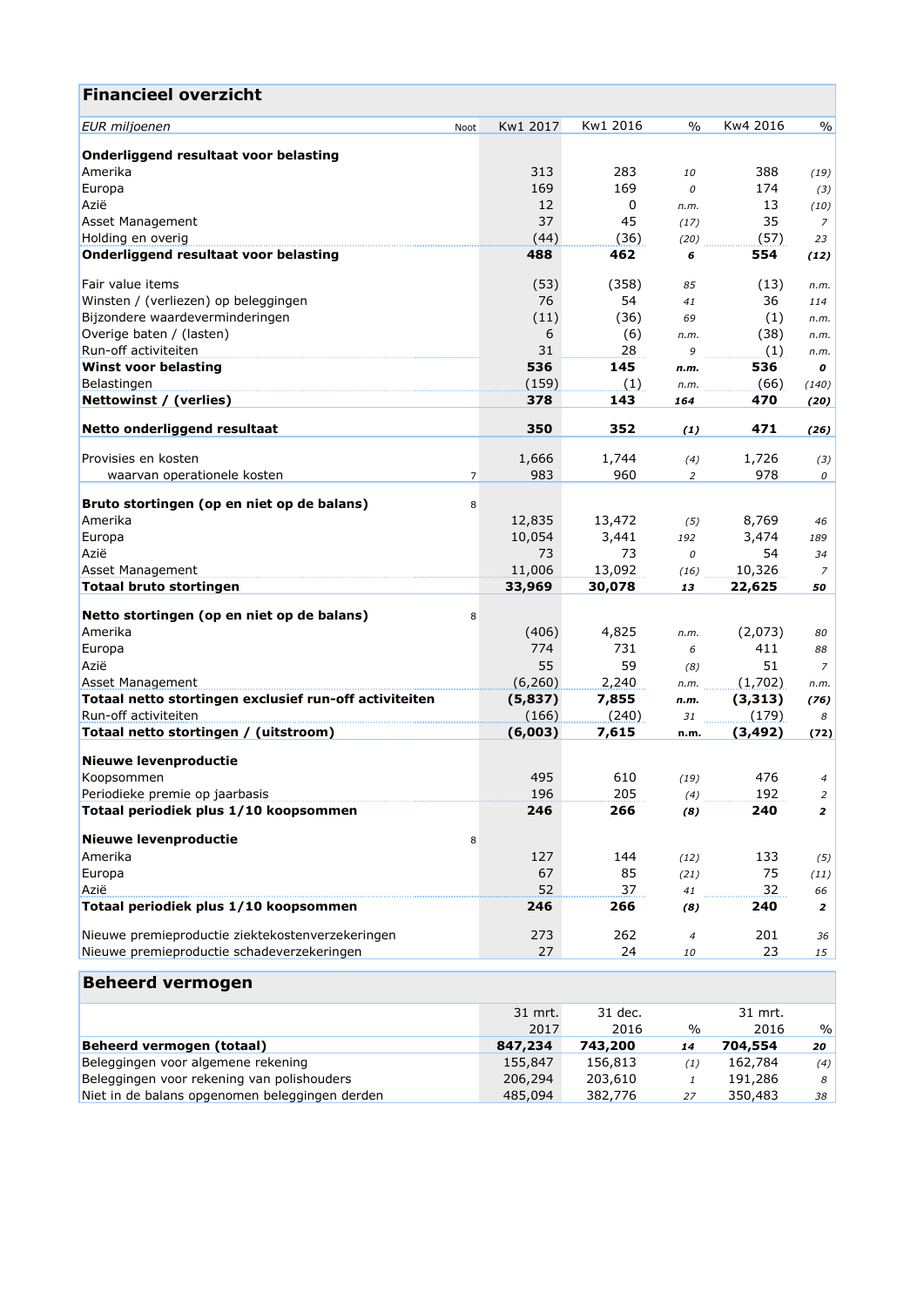## Financieel overzicht

| *EUR miljoenen* | Noot | Kw1 2017 | Kw1 2016 | % | Kw4 2016 | % |
|---|---|---|---|---|---|---|
| **Onderliggend resultaat voor belasting** | | | | | | |
| Amerika | | 313 | 283 | *10* | 388 | *(19)* |
| Europa | | 169 | 169 | *0* | 174 | *(3)* |
| Azië | | 12 | 0 | *n.m.* | 13 | *(10)* |
| Asset Management | | 37 | 45 | *(17)* | 35 | *7* |
| Holding en overig | | (44) | (36) | *(20)* | (57) | *23* |
| **Onderliggend resultaat voor belasting** | | **488** | **462** | ***6*** | **554** | ***(12)*** |
| Fair value items | | (53) | (358) | *85* | (13) | *n.m.* |
| Winsten / (verliezen) op beleggingen | | 76 | 54 | *41* | 36 | *114* |
| Bijzondere waardeverminderingen | | (11) | (36) | *69* | (1) | *n.m.* |
| Overige baten / (lasten) | | 6 | (6) | *n.m.* | (38) | *n.m.* |
| Run-off activiteiten | | 31 | 28 | *9* | (1) | *n.m.* |
| **Winst voor belasting** | | **536** | **145** | ***n.m.*** | **536** | ***0*** |
| Belastingen | | (159) | (1) | *n.m.* | (66) | *(140)* |
| **Nettowinst / (verlies)** | | **378** | **143** | ***164*** | **470** | ***(20)*** |
| **Netto onderliggend resultaat** | | **350** | **352** | ***(1)*** | **471** | ***(26)*** |
| Provisies en kosten | | 1,666 | 1,744 | *(4)* | 1,726 | *(3)* |
| waarvan operationele kosten | 7 | 983 | 960 | *2* | 978 | *0* |
| **Bruto stortingen (op en niet op de balans)** | 8 | | | | | |
| Amerika | | 12,835 | 13,472 | *(5)* | 8,769 | *46* |
| Europa | | 10,054 | 3,441 | *192* | 3,474 | *189* |
| Azië | | 73 | 73 | *0* | 54 | *34* |
| Asset Management | | 11,006 | 13,092 | *(16)* | 10,326 | *7* |
| **Totaal bruto stortingen** | | **33,969** | **30,078** | ***13*** | **22,625** | ***50*** |
| **Netto stortingen (op en niet op de balans)** | 8 | | | | | |
| Amerika | | (406) | 4,825 | *n.m.* | (2,073) | *80* |
| Europa | | 774 | 731 | *6* | 411 | *88* |
| Azië | | 55 | 59 | *(8)* | 51 | *7* |
| Asset Management | | (6,260) | 2,240 | *n.m.* | (1,702) | *n.m.* |
| **Totaal netto stortingen exclusief run-off activiteiten** | | **(5,837)** | **7,855** | ***n.m.*** | **(3,313)** | ***(76)*** |
| Run-off activiteiten | | (166) | (240) | *31* | (179) | *8* |
| **Totaal netto stortingen / (uitstroom)** | | **(6,003)** | **7,615** | **n.m.** | **(3,492)** | ***(72)*** |
| **Nieuwe levenproductie** | | | | | | |
| Koopsommen | | 495 | 610 | *(19)* | 476 | *4* |
| Periodieke premie op jaarbasis | | 196 | 205 | *(4)* | 192 | *2* |
| **Totaal periodiek plus 1/10 koopsommen** | | **246** | **266** | ***(8)*** | **240** | ***2*** |
| **Nieuwe levenproductie** | 8 | | | | | |
| Amerika | | 127 | 144 | *(12)* | 133 | *(5)* |
| Europa | | 67 | 85 | *(21)* | 75 | *(11)* |
| Azië | | 52 | 37 | *41* | 32 | *66* |
| **Totaal periodiek plus 1/10 koopsommen** | | **246** | **266** | ***(8)*** | **240** | ***2*** |
| Nieuwe premieproductie ziektekostenverzekeringen | | 273 | 262 | *4* | 201 | *36* |
| Nieuwe premieproductie schadeverzekeringen | | 27 | 24 | *10* | 23 | *15* |

## Beheerd vermogen

| | 31 mrt. 2017 | 31 dec. 2016 | % | 31 mrt. 2016 | % |
|---|---|---|---|---|---|
| **Beheerd vermogen (totaal)** | **847,234** | **743,200** | ***14*** | **704,554** | ***20*** |
| Beleggingen voor algemene rekening | 155,847 | 156,813 | *(1)* | 162,784 | *(4)* |
| Beleggingen voor rekening van polishouders | 206,294 | 203,610 | *1* | 191,286 | *8* |
| Niet in de balans opgenomen beleggingen derden | 485,094 | 382,776 | *27* | 350,483 | *38* |